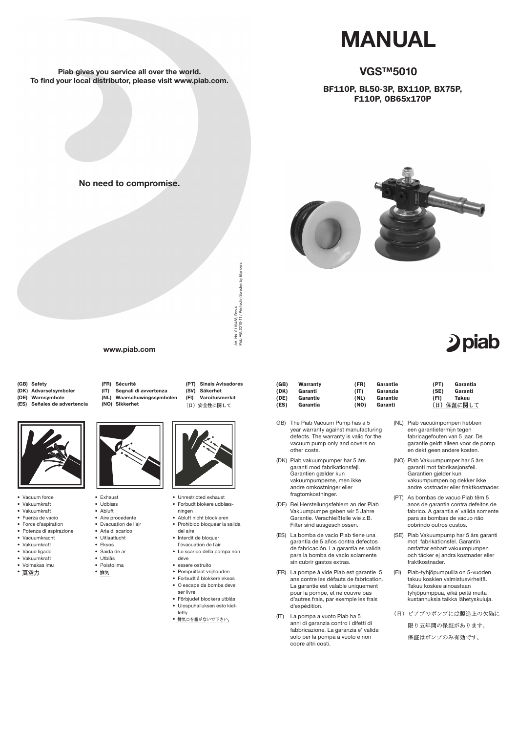Piab gives you service all over the world.
To find your local distributor, please visit www.piab.com.

# MANUAL

## VGS™5010

### BF110P, BL50-3P, BX110P, BX75P, F110P, OB65x170P

No need to compromise.

Art. No. 0110488, Rev.4
Piab AB, 2010-11 / Printed in Sweden by Elanders

www.piab.com

piab

**(GB) Safety**
**(DK) Advarselsymboler**
**(DE) Warnsymbole**
**(ES) Señales de advertencia**
**(FR) Sécurité**
**(IT) Segnali di avvertenza**
**(NL) Waarschuwingssymbolen**
**(NO) Sikkerhet**
**(PT) Sinais Avisadores**
**(SV) Säkerhet**
**(FI) Varoitusmerkit**
（日）安全性に関して

- Vacuum force
- Vakuumkraft
- Vakuumkraft
- Fuerza de vacío
- Force d'aspiration
- Potenza di aspirazione
- Vacuumkracht
- Vakuumkraft
- Vácuo ligado
- Vakuumkraft
- Voimakas imu
- 真空力

- Exhaust
- Udblæs
- Abluft
- Aire procedente
- Evacuation de l'air
- Aria di scarico
- Uitlaatlucht
- Eksos
- Saida de ar
- Utblås
- Poistoilma
- 排気

- Unrestricted exhaust
- Forbudt blokere udblæsningen
- Abluft nicht blockieren
- Prohibido bloquear la salida del aire
- Interdit de bloquer l´évacuation de l´air
- Lo scarico della pompa non deve essere ostruito
- Pompuitlaat vrijhouden
- Forbudt å blokkere eksos
- O escape da bomba deve ser livre
- Förbjudet blockera utblås
- Ulospuhalluksen esto kielletty
- 排気口を塞がないで下さい。

**(GB) Warranty**
**(DK) Garanti**
**(DE) Garantie**
**(ES) Garantía**
**(FR) Garantie**
**(IT) Garanzia**
**(NL) Garantie**
**(NO) Garanti**
**(PT) Garantia**
**(SE) Garanti**
**(FI) Takuu**
（日）保証に関して

GB) The Piab Vacuum Pump has a 5 year warranty against manufacturing defects. The warranty is valid for the vacuum pump only and covers no other costs.

(DK) Piab vakuumpumper har 5 års garanti mod fabrikationsfejl. Garantien gælder kun vakuumpumperne, men ikke andre omkostninger eller fragtomkostninger.

(DE) Bei Herstellungsfehlern an der Piab Vakuumpumpe geben wir 5 Jahre Garantie. Verschleißteile wie z.B. Filter sind ausgeschlossen.

(ES) La bomba de vacío Piab tiene una garantía de 5 años contra defectos de fabricación. La garantía es valida para la bomba de vacío solamente sin cubrir gastos extras.

(FR) La pompe à vide Piab est garantie 5 ans contre les défauts de fabrication. La garantie est valable uniquement pour la pompe, et ne couvre pas d'autres frais, par exemple les frais d'expédition.

(IT) La pompa a vuoto Piab ha 5 anni di garanzia contro i difetti di fabbricazione. La garanzia e' valida solo per la pompa a vuoto e non copre altri costi.

(NL) Piab vacuümpompen hebben een garantietermijn tegen fabricagefouten van 5 jaar. De garantie geldt alleen voor de pomp en dekt geen andere kosten.

(NO) Piab Vakuumpumper har 5 års garanti mot fabrikasjonsfeil. Garantien gjelder kun vakuumpumpen og dekker ikke andre kostnader eller fraktkostnader.

(PT) As bombas de vacuo Piab têm 5 anos de garantia contra defeitos de fabrico. A garantia e´ válida somente para as bombas de vacuo não cobrindo outros custos.

(SE) Piab Vakuumpump har 5 års garanti mot fabrikationsfel. Garantin omfattar enbart vakuumpumpen och täcker ej andra kostnader eller fraktkostnader.

(FI) Piab-tyhjöpumpuilla on 5-vuoden takuu koskien valmistusvirheitä. Takuu koskee ainoastaan tyhjöpumppua, eikä peitä muita kustannuksia taikka lähetyskuluja.

（日）ピアブのポンプには製造上の欠陥に限り五年間の保証があります。保証はポンプのみ有効です。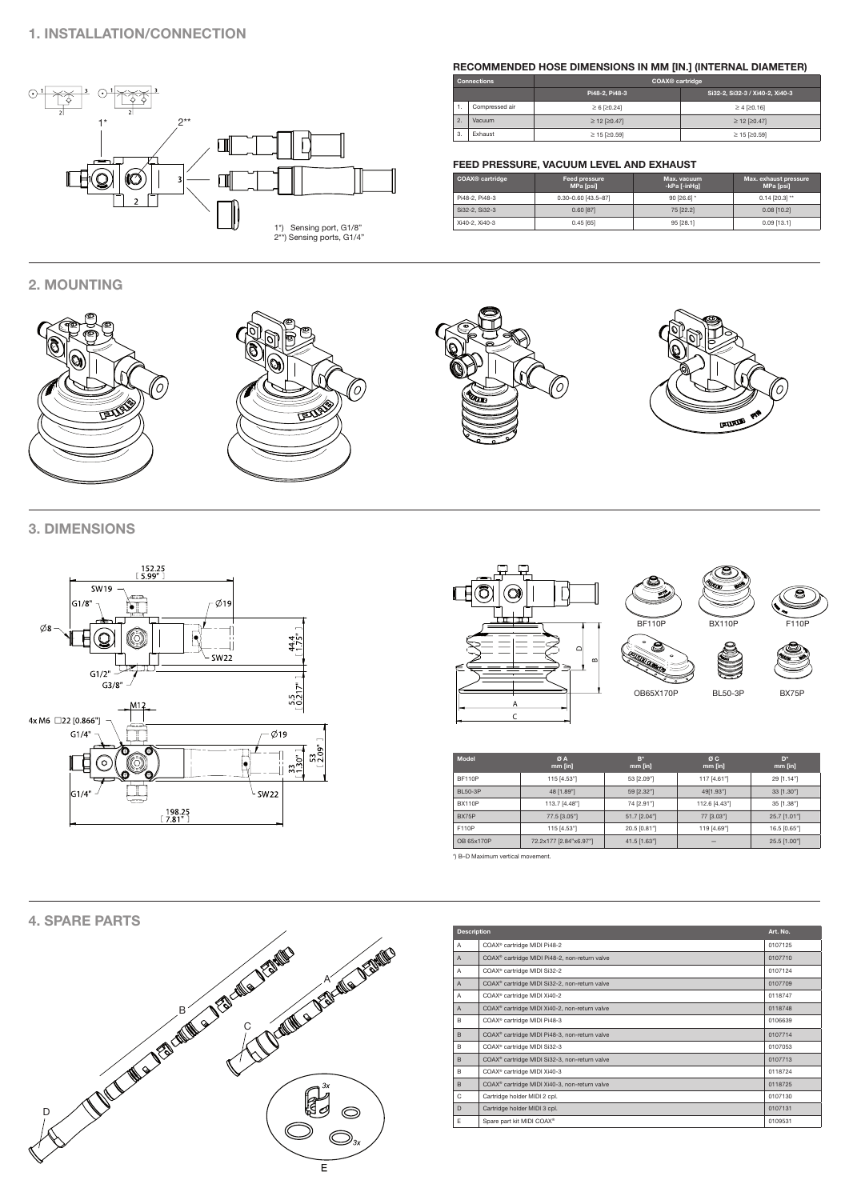## 1. INSTALLATION/CONNECTION

1*) Sensing port, G1/8"
2**) Sensing ports, G1/4"

### RECOMMENDED HOSE DIMENSIONS IN MM [IN.] (INTERNAL DIAMETER)

| Connections | | COAX® cartridge | |
|---|---|---|---|
| | | Pi48-2, Pi48-3 | Si32-2, Si32-3 / Xi40-2, Xi40-3 |
| 1. | Compressed air | ≥ 6 [≥0.24] | ≥ 4 [≥0.16] |
| 2. | Vacuum | ≥ 12 [≥0.47] | ≥ 12 [≥0.47] |
| 3. | Exhaust | ≥ 15 [≥0.59] | ≥ 15 [≥0.59] |

### FEED PRESSURE, VACUUM LEVEL AND EXHAUST

| COAX® cartridge | Feed pressure MPa [psi] | Max. vacuum -kPa [-inHg] | Max. exhaust pressure MPa [psi] |
|---|---|---|---|
| Pi48-2, Pi48-3 | 0.30–0.60 [43.5–87] | 90 [26.6] * | 0.14 [20.3] ** |
| Si32-2, Si32-3 | 0.60 [87] | 75 [22.2] | 0.08 [10.2] |
| Xi40-2, Xi40-3 | 0.45 [65] | 95 [28.1] | 0.09 [13.1] |

## 2. MOUNTING

## 3. DIMENSIONS

152.25 [5.99"]
SW19
G1/8"
Ø19
Ø8
SW22
44.4 [1.75"]
G1/2"
G3/8"
5.5 [0.217"]
M12
4x M6 □22 [0.866"]
G1/4"
Ø19
33 [1.30"]
53 [2.09"]
G1/4"
SW22
198.25 [7.81"]

BF110P, BX110P, F110P, OB65X170P, BL50-3P, BX75P

| Model | Ø A mm [in] | B* mm [in] | Ø C mm [in] | D* mm [in] |
|---|---|---|---|---|
| BF110P | 115 [4.53"] | 53 [2.09"] | 117 [4.61"] | 29 [1.14"] |
| BL50-3P | 48 [1.89"] | 59 [2.32"] | 49[1.93"] | 33 [1.30"] |
| BX110P | 113.7 [4.48"] | 74 [2.91"] | 112.6 [4.43"] | 35 [1.38"] |
| BX75P | 77.5 [3.05"] | 51.7 [2.04"] | 77 [3.03"] | 25.7 [1.01"] |
| F110P | 115 [4.53"] | 20.5 [0.81"] | 119 [4.69"] | 16.5 [0.65"] |
| OB 65x170P | 72.2x177 [2.84"x6.97"] | 41.5 [1.63"] | – | 25.5 [1.00"] |

*) B–D Maximum vertical movement.

## 4. SPARE PARTS

| Description | | Art. No. |
|---|---|---|
| A | COAX® cartridge MIDI Pi48-2 | 0107125 |
| A | COAX® cartridge MIDI Pi48-2, non-return valve | 0107710 |
| A | COAX® cartridge MIDI Si32-2 | 0107124 |
| A | COAX® cartridge MIDI Si32-2, non-return valve | 0107709 |
| A | COAX® cartridge MIDI Xi40-2 | 0118747 |
| A | COAX® cartridge MIDI Xi40-2, non-return valve | 0118748 |
| B | COAX® cartridge MIDI Pi48-3 | 0106639 |
| B | COAX® cartridge MIDI Pi48-3, non-return valve | 0107714 |
| B | COAX® cartridge MIDI Si32-3 | 0107053 |
| B | COAX® cartridge MIDI Si32-3, non-return valve | 0107713 |
| B | COAX® cartridge MIDI Xi40-3 | 0118724 |
| B | COAX® cartridge MIDI Xi40-3, non-return valve | 0118725 |
| C | Cartridge holder MIDI 2 cpl. | 0107130 |
| D | Cartridge holder MIDI 3 cpl. | 0107131 |
| E | Spare part kit MIDI COAX® | 0109531 |